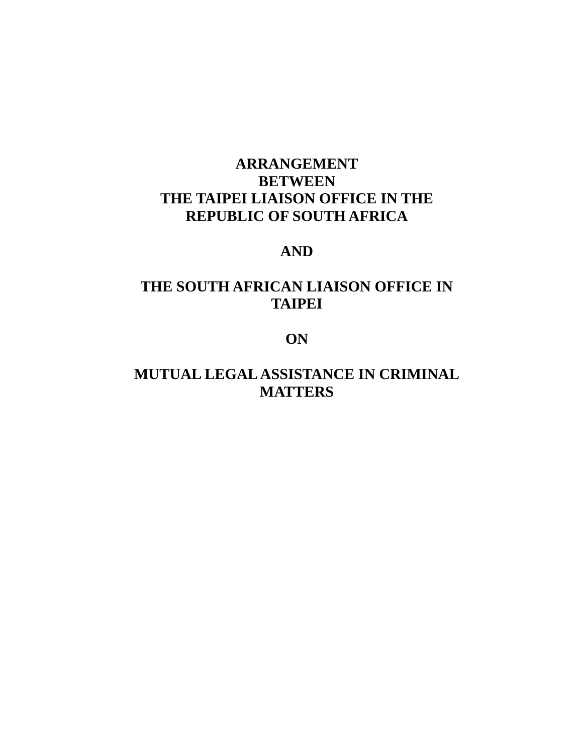# ARRANGEMENT BETWEEN THE TAIPEI LIAISON OFFICE IN THE REPUBLIC OF SOUTH AFRICA

# AND

# THE SOUTH AFRICAN LIAISON OFFICE IN TAIPEI

# ON

# MUTUAL LEGAL ASSISTANCE IN CRIMINAL MATTERS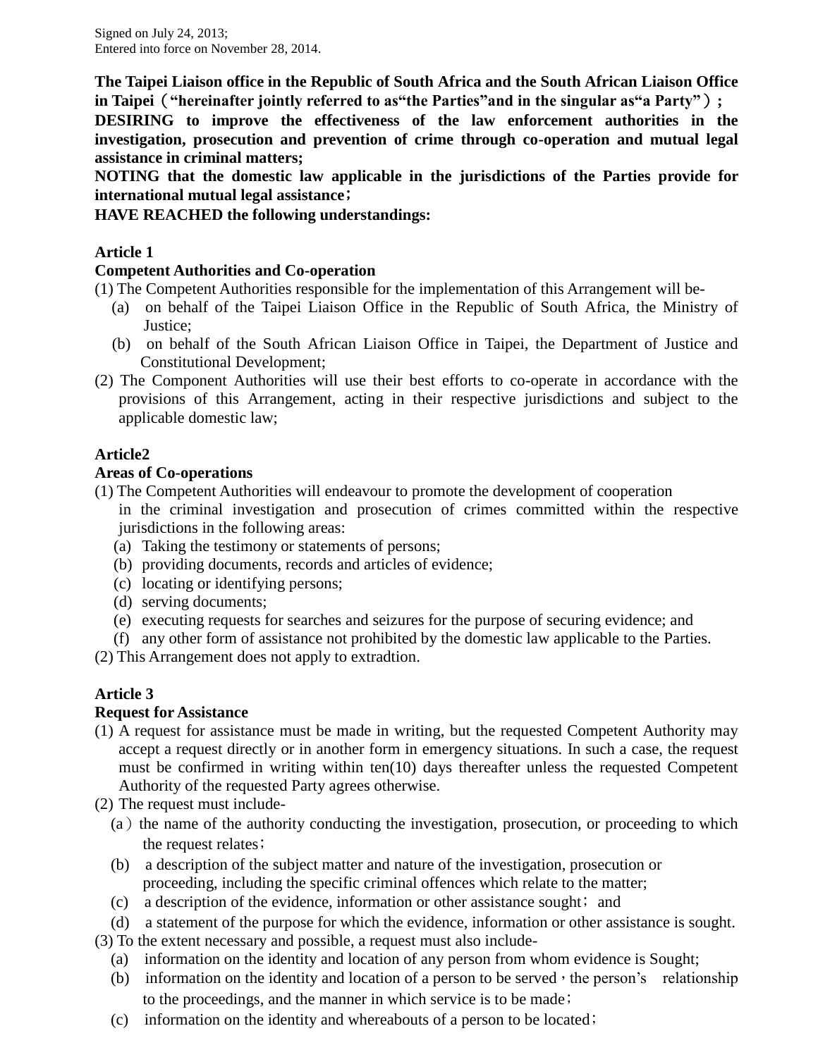Signed on July 24, 2013;
Entered into force on November 28, 2014.

**The Taipei Liaison office in the Republic of South Africa and the South African Liaison Office in Taipei（"hereinafter jointly referred to as"the Parties"and in the singular as"a Party"）;**
**DESIRING to improve the effectiveness of the law enforcement authorities in the investigation, prosecution and prevention of crime through co-operation and mutual legal assistance in criminal matters;**
**NOTING that the domestic law applicable in the jurisdictions of the Parties provide for international mutual legal assistance；**
**HAVE REACHED the following understandings:**

**Article 1**
**Competent Authorities and Co-operation**

(1) The Competent Authorities responsible for the implementation of this Arrangement will be-
   (a) on behalf of the Taipei Liaison Office in the Republic of South Africa, the Ministry of Justice;
   (b) on behalf of the South African Liaison Office in Taipei, the Department of Justice and Constitutional Development;
(2) The Component Authorities will use their best efforts to co-operate in accordance with the provisions of this Arrangement, acting in their respective jurisdictions and subject to the applicable domestic law;

**Article2**
**Areas of Co-operations**

(1) The Competent Authorities will endeavour to promote the development of cooperation in the criminal investigation and prosecution of crimes committed within the respective jurisdictions in the following areas:
   (a) Taking the testimony or statements of persons;
   (b) providing documents, records and articles of evidence;
   (c) locating or identifying persons;
   (d) serving documents;
   (e) executing requests for searches and seizures for the purpose of securing evidence; and
   (f) any other form of assistance not prohibited by the domestic law applicable to the Parties.
(2) This Arrangement does not apply to extradtion.

**Article 3**
**Request for Assistance**

(1) A request for assistance must be made in writing, but the requested Competent Authority may accept a request directly or in another form in emergency situations. In such a case, the request must be confirmed in writing within ten(10) days thereafter unless the requested Competent Authority of the requested Party agrees otherwise.
(2) The request must include-
   (a）the name of the authority conducting the investigation, prosecution, or proceeding to which the request relates；
   (b) a description of the subject matter and nature of the investigation, prosecution or proceeding, including the specific criminal offences which relate to the matter;
   (c) a description of the evidence, information or other assistance sought； and
   (d) a statement of the purpose for which the evidence, information or other assistance is sought.
(3) To the extent necessary and possible, a request must also include-
   (a) information on the identity and location of any person from whom evidence is Sought;
   (b) information on the identity and location of a person to be served，the person's relationship to the proceedings, and the manner in which service is to be made；
   (c) information on the identity and whereabouts of a person to be located；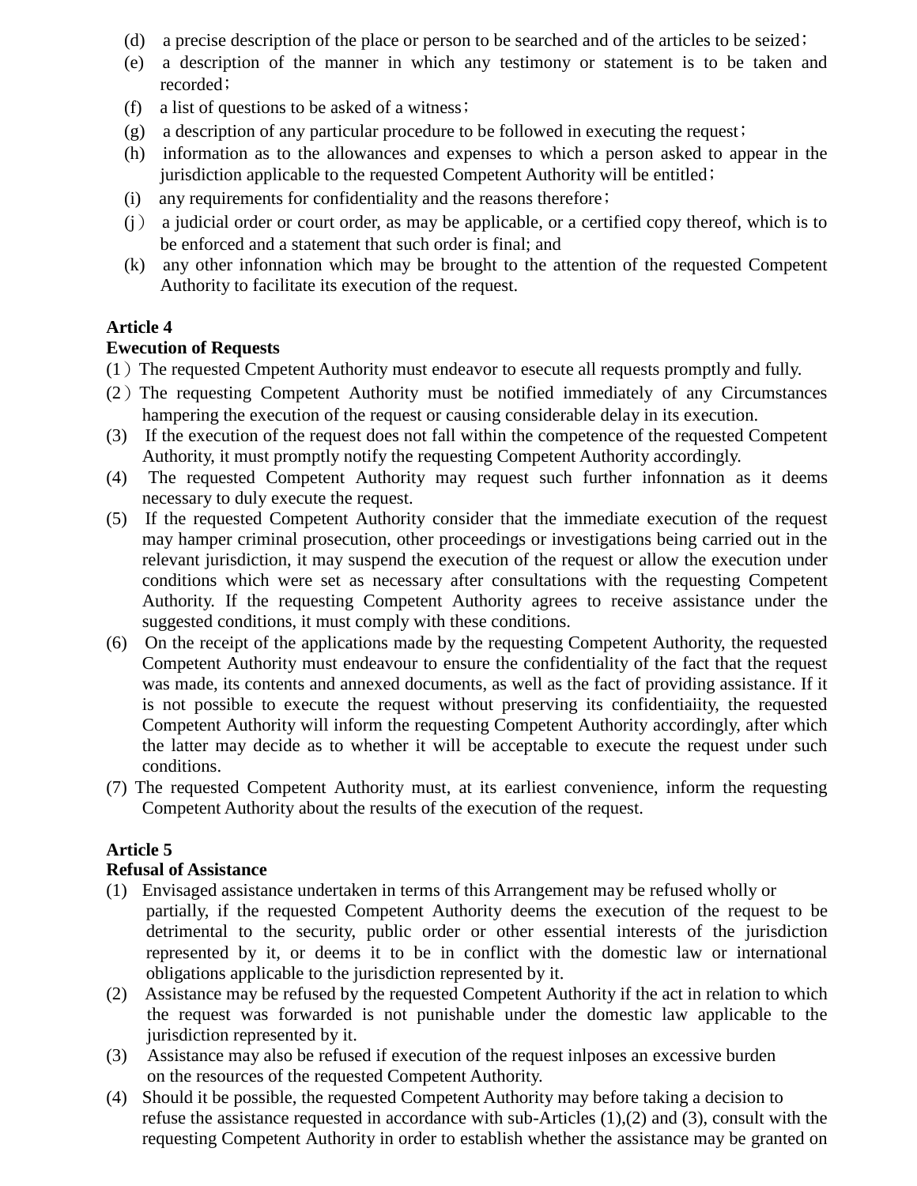(d) a precise description of the place or person to be searched and of the articles to be seized；

(e) a description of the manner in which any testimony or statement is to be taken and recorded；

(f) a list of questions to be asked of a witness；

(g) a description of any particular procedure to be followed in executing the request；

(h) information as to the allowances and expenses to which a person asked to appear in the jurisdiction applicable to the requested Competent Authority will be entitled；

(i) any requirements for confidentiality and the reasons therefore；

(j） a judicial order or court order, as may be applicable, or a certified copy thereof, which is to be enforced and a statement that such order is final; and

(k) any other infonnation which may be brought to the attention of the requested Competent Authority to facilitate its execution of the request.

**Article 4**
**Ewecution of Requests**

(1）The requested Cmpetent Authority must endeavor to esecute all requests promptly and fully.

(2）The requesting Competent Authority must be notified immediately of any Circumstances hampering the execution of the request or causing considerable delay in its execution.

(3) If the execution of the request does not fall within the competence of the requested Competent Authority, it must promptly notify the requesting Competent Authority accordingly.

(4) The requested Competent Authority may request such further infonnation as it deems necessary to duly execute the request.

(5) If the requested Competent Authority consider that the immediate execution of the request may hamper criminal prosecution, other proceedings or investigations being carried out in the relevant jurisdiction, it may suspend the execution of the request or allow the execution under conditions which were set as necessary after consultations with the requesting Competent Authority. If the requesting Competent Authority agrees to receive assistance under the suggested conditions, it must comply with these conditions.

(6) On the receipt of the applications made by the requesting Competent Authority, the requested Competent Authority must endeavour to ensure the confidentiality of the fact that the request was made, its contents and annexed documents, as well as the fact of providing assistance. If it is not possible to execute the request without preserving its confidentiaiity, the requested Competent Authority will inform the requesting Competent Authority accordingly, after which the latter may decide as to whether it will be acceptable to execute the request under such conditions.

(7) The requested Competent Authority must, at its earliest convenience, inform the requesting Competent Authority about the results of the execution of the request.

**Article 5**
**Refusal of Assistance**

(1) Envisaged assistance undertaken in terms of this Arrangement may be refused wholly or partially, if the requested Competent Authority deems the execution of the request to be detrimental to the security, public order or other essential interests of the jurisdiction represented by it, or deems it to be in conflict with the domestic law or international obligations applicable to the jurisdiction represented by it.

(2) Assistance may be refused by the requested Competent Authority if the act in relation to which the request was forwarded is not punishable under the domestic law applicable to the jurisdiction represented by it.

(3) Assistance may also be refused if execution of the request inlposes an excessive burden on the resources of the requested Competent Authority.

(4) Should it be possible, the requested Competent Authority may before taking a decision to refuse the assistance requested in accordance with sub-Articles (1),(2) and (3), consult with the requesting Competent Authority in order to establish whether the assistance may be granted on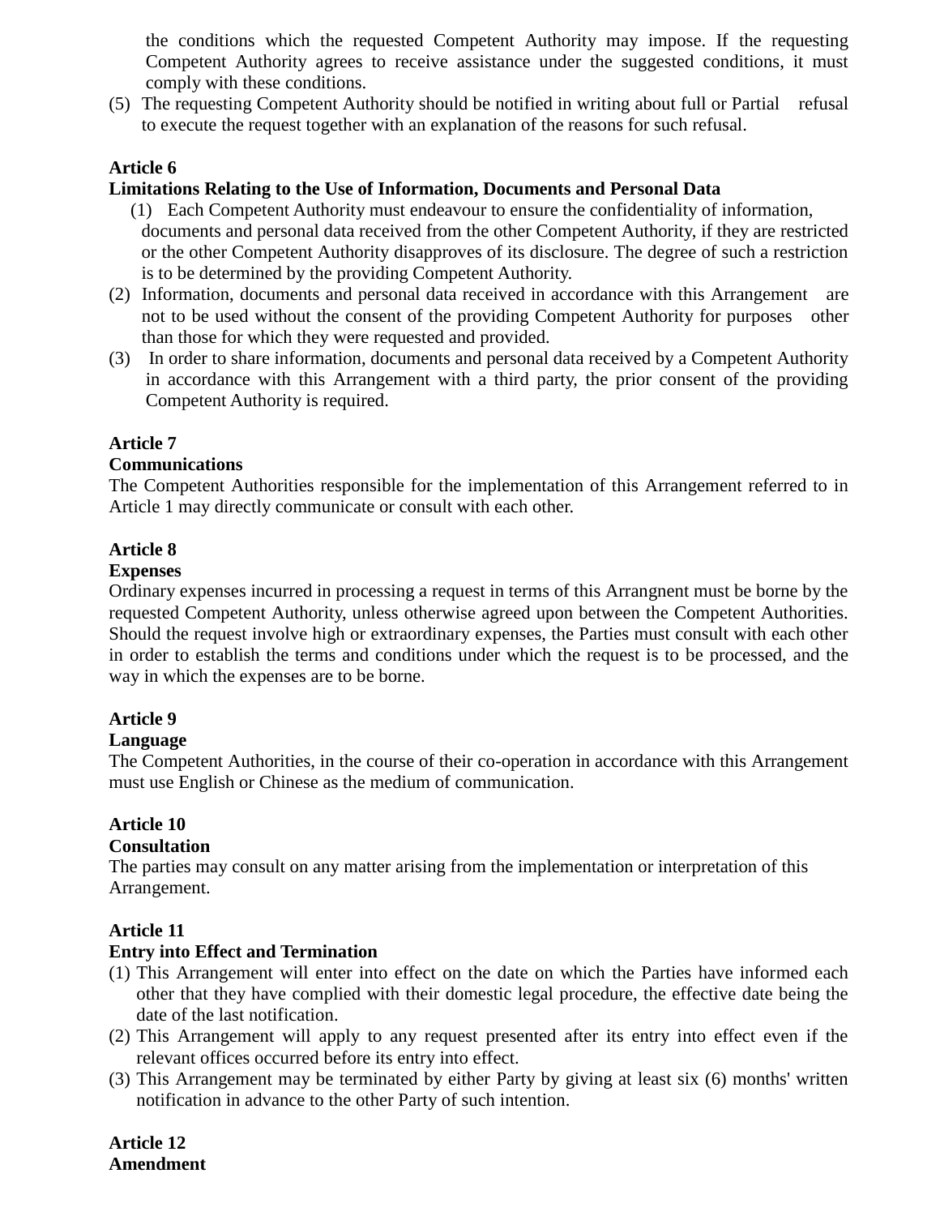the conditions which the requested Competent Authority may impose. If the requesting Competent Authority agrees to receive assistance under the suggested conditions, it must comply with these conditions.

(5) The requesting Competent Authority should be notified in writing about full or Partial refusal to execute the request together with an explanation of the reasons for such refusal.

**Article 6**
**Limitations Relating to the Use of Information, Documents and Personal Data**

(1) Each Competent Authority must endeavour to ensure the confidentiality of information, documents and personal data received from the other Competent Authority, if they are restricted or the other Competent Authority disapproves of its disclosure. The degree of such a restriction is to be determined by the providing Competent Authority.

(2) Information, documents and personal data received in accordance with this Arrangement are not to be used without the consent of the providing Competent Authority for purposes other than those for which they were requested and provided.

(3) In order to share information, documents and personal data received by a Competent Authority in accordance with this Arrangement with a third party, the prior consent of the providing Competent Authority is required.

**Article 7**
**Communications**

The Competent Authorities responsible for the implementation of this Arrangement referred to in Article 1 may directly communicate or consult with each other.

**Article 8**
**Expenses**

Ordinary expenses incurred in processing a request in terms of this Arrangnent must be borne by the requested Competent Authority, unless otherwise agreed upon between the Competent Authorities. Should the request involve high or extraordinary expenses, the Parties must consult with each other in order to establish the terms and conditions under which the request is to be processed, and the way in which the expenses are to be borne.

**Article 9**
**Language**

The Competent Authorities, in the course of their co-operation in accordance with this Arrangement must use English or Chinese as the medium of communication.

**Article 10**
**Consultation**

The parties may consult on any matter arising from the implementation or interpretation of this Arrangement.

**Article 11**
**Entry into Effect and Termination**

(1) This Arrangement will enter into effect on the date on which the Parties have informed each other that they have complied with their domestic legal procedure, the effective date being the date of the last notification.

(2) This Arrangement will apply to any request presented after its entry into effect even if the relevant offices occurred before its entry into effect.

(3) This Arrangement may be terminated by either Party by giving at least six (6) months' written notification in advance to the other Party of such intention.

**Article 12**
**Amendment**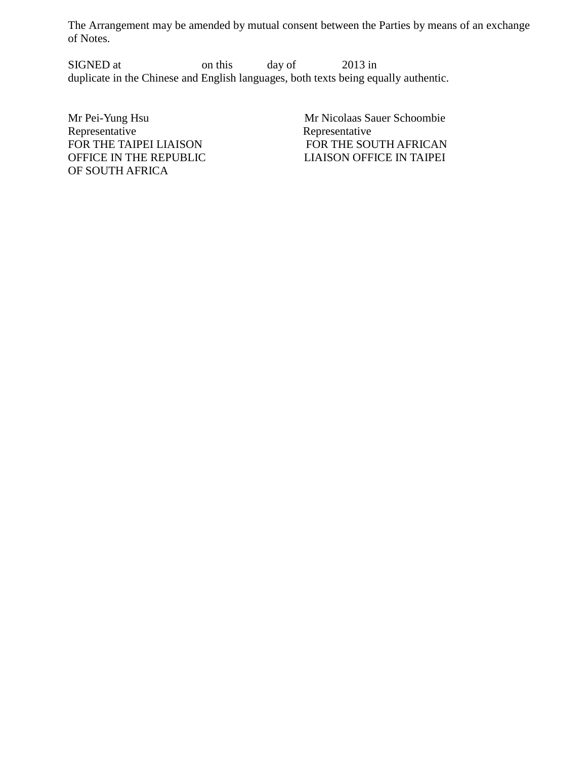The Arrangement may be amended by mutual consent between the Parties by means of an exchange of Notes.

SIGNED at                          on this           day of              2013 in duplicate in the Chinese and English languages, both texts being equally authentic.

| | |
|---|---|
| Mr Pei-Yung Hsu | Mr Nicolaas Sauer Schoombie |
| Representative | Representative |
| FOR THE TAIPEI LIAISON OFFICE IN THE REPUBLIC OF SOUTH AFRICA | FOR THE SOUTH AFRICAN LIAISON OFFICE IN TAIPEI |